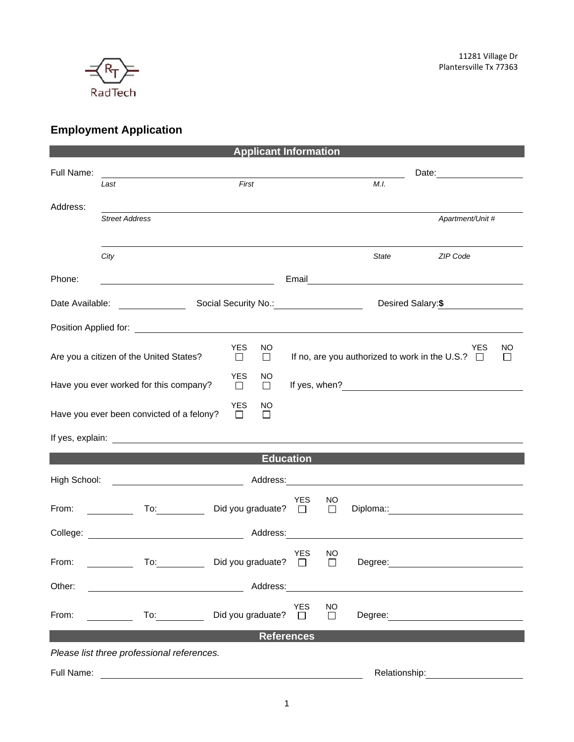11281 Village Dr
Plantersville Tx 77363

RadTech

# Employment Application

## Applicant Information

Full Name: ______________________________ Date: ____________

*Last* *First* *M.I.*

Address: ______________________________

*Street Address* *Apartment/Unit #*

______________________________

*City* *State* *ZIP Code*

Phone: ____________ Email ____________

Date Available: ____________ Social Security No.: ____________ Desired Salary: **$** ____________

Position Applied for: ______________________________

Are you a citizen of the United States? YES ☐ NO ☐ If no, are you authorized to work in the U.S.? YES ☐ NO ☐

Have you ever worked for this company? YES ☐ NO ☐ If yes, when? ____________

Have you ever been convicted of a felony? YES ☐ NO ☐

If yes, explain: ______________________________

## Education

High School: ____________ Address: ____________

From: ________ To: ________ Did you graduate? YES ☐ NO ☐ Diploma:: ____________

College: ____________ Address: ____________

From: ________ To: ________ Did you graduate? YES ☐ NO ☐ Degree: ____________

Other: ____________ Address: ____________

From: ________ To: ________ Did you graduate? YES ☐ NO ☐ Degree: ____________

## References

*Please list three professional references.*

Full Name: ______________________________ Relationship: ____________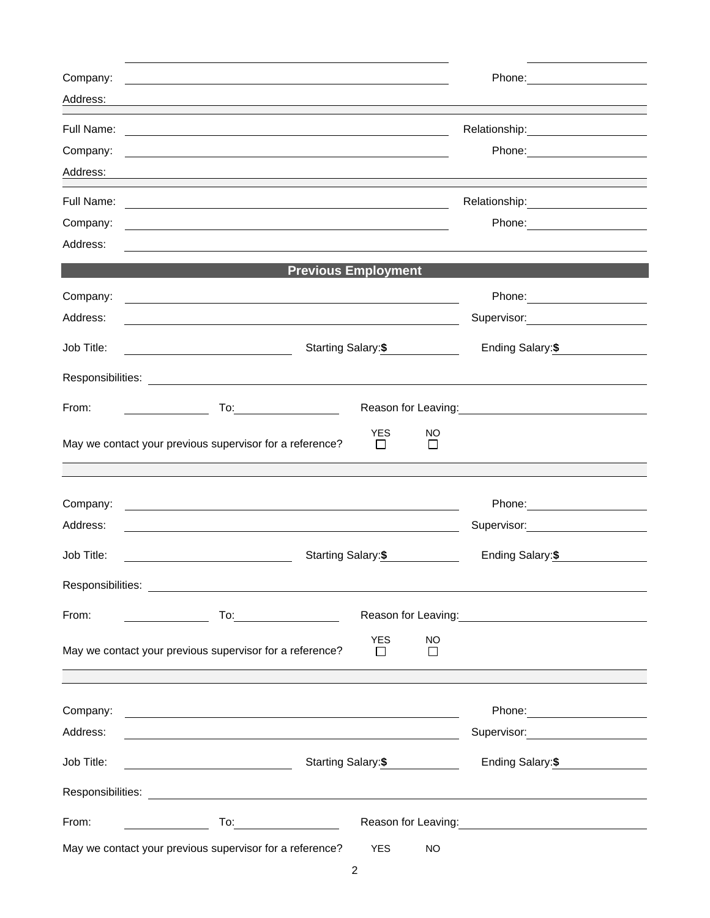Company: \_\_\_\_\_\_\_\_\_\_\_\_\_\_\_\_\_\_\_\_\_\_\_\_\_\_\_\_\_\_\_\_\_\_\_\_\_\_\_\_ Phone: \_\_\_\_\_\_\_\_\_\_\_\_\_\_\_\_

Address: \_\_\_\_\_\_\_\_\_\_\_\_\_\_\_\_\_\_\_\_\_\_\_\_\_\_\_\_\_\_\_\_\_\_\_\_\_\_\_\_\_\_\_\_\_\_\_\_\_\_\_\_\_\_\_\_\_\_\_\_\_\_\_\_

---

Full Name: \_\_\_\_\_\_\_\_\_\_\_\_\_\_\_\_\_\_\_\_\_\_\_\_\_\_\_\_\_\_\_\_\_\_\_\_\_\_\_\_ Relationship: \_\_\_\_\_\_\_\_\_\_\_\_\_\_\_\_

Company: \_\_\_\_\_\_\_\_\_\_\_\_\_\_\_\_\_\_\_\_\_\_\_\_\_\_\_\_\_\_\_\_\_\_\_\_\_\_\_\_ Phone: \_\_\_\_\_\_\_\_\_\_\_\_\_\_\_\_

Address: \_\_\_\_\_\_\_\_\_\_\_\_\_\_\_\_\_\_\_\_\_\_\_\_\_\_\_\_\_\_\_\_\_\_\_\_\_\_\_\_\_\_\_\_\_\_\_\_\_\_\_\_\_\_\_\_\_\_\_\_\_\_\_\_

---

Full Name: \_\_\_\_\_\_\_\_\_\_\_\_\_\_\_\_\_\_\_\_\_\_\_\_\_\_\_\_\_\_\_\_\_\_\_\_\_\_\_\_ Relationship: \_\_\_\_\_\_\_\_\_\_\_\_\_\_\_\_

Company: \_\_\_\_\_\_\_\_\_\_\_\_\_\_\_\_\_\_\_\_\_\_\_\_\_\_\_\_\_\_\_\_\_\_\_\_\_\_\_\_ Phone: \_\_\_\_\_\_\_\_\_\_\_\_\_\_\_\_

Address: \_\_\_\_\_\_\_\_\_\_\_\_\_\_\_\_\_\_\_\_\_\_\_\_\_\_\_\_\_\_\_\_\_\_\_\_\_\_\_\_\_\_\_\_\_\_\_\_\_\_\_\_\_\_\_\_\_\_\_\_\_\_\_\_

## Previous Employment

Company: \_\_\_\_\_\_\_\_\_\_\_\_\_\_\_\_\_\_\_\_\_\_\_\_\_\_\_\_\_\_\_\_\_\_\_\_\_\_\_\_ Phone: \_\_\_\_\_\_\_\_\_\_\_\_\_\_\_\_

Address: \_\_\_\_\_\_\_\_\_\_\_\_\_\_\_\_\_\_\_\_\_\_\_\_\_\_\_\_\_\_\_\_\_\_\_\_\_\_\_\_ Supervisor: \_\_\_\_\_\_\_\_\_\_\_\_\_\_\_\_

Job Title: \_\_\_\_\_\_\_\_\_\_\_\_\_\_\_\_\_\_\_\_ Starting Salary: **$** \_\_\_\_\_\_\_\_\_\_ Ending Salary: **$** \_\_\_\_\_\_\_\_\_\_

Responsibilities: \_\_\_\_\_\_\_\_\_\_\_\_\_\_\_\_\_\_\_\_\_\_\_\_\_\_\_\_\_\_\_\_\_\_\_\_\_\_\_\_\_\_\_\_\_\_\_\_\_\_\_\_\_\_\_\_\_\_

From: \_\_\_\_\_\_\_\_\_\_ To: \_\_\_\_\_\_\_\_\_\_\_\_ Reason for Leaving: \_\_\_\_\_\_\_\_\_\_\_\_\_\_\_\_\_\_\_\_\_\_\_\_

May we contact your previous supervisor for a reference? YES ☐ NO ☐

---

Company: \_\_\_\_\_\_\_\_\_\_\_\_\_\_\_\_\_\_\_\_\_\_\_\_\_\_\_\_\_\_\_\_\_\_\_\_\_\_\_\_ Phone: \_\_\_\_\_\_\_\_\_\_\_\_\_\_\_\_

Address: \_\_\_\_\_\_\_\_\_\_\_\_\_\_\_\_\_\_\_\_\_\_\_\_\_\_\_\_\_\_\_\_\_\_\_\_\_\_\_\_ Supervisor: \_\_\_\_\_\_\_\_\_\_\_\_\_\_\_\_

Job Title: \_\_\_\_\_\_\_\_\_\_\_\_\_\_\_\_\_\_\_\_ Starting Salary: **$** \_\_\_\_\_\_\_\_\_\_ Ending Salary: **$** \_\_\_\_\_\_\_\_\_\_

Responsibilities: \_\_\_\_\_\_\_\_\_\_\_\_\_\_\_\_\_\_\_\_\_\_\_\_\_\_\_\_\_\_\_\_\_\_\_\_\_\_\_\_\_\_\_\_\_\_\_\_\_\_\_\_\_\_\_\_\_\_

From: \_\_\_\_\_\_\_\_\_\_ To: \_\_\_\_\_\_\_\_\_\_\_\_ Reason for Leaving: \_\_\_\_\_\_\_\_\_\_\_\_\_\_\_\_\_\_\_\_\_\_\_\_

May we contact your previous supervisor for a reference? YES ☐ NO ☐

---

Company: \_\_\_\_\_\_\_\_\_\_\_\_\_\_\_\_\_\_\_\_\_\_\_\_\_\_\_\_\_\_\_\_\_\_\_\_\_\_\_\_ Phone: \_\_\_\_\_\_\_\_\_\_\_\_\_\_\_\_

Address: \_\_\_\_\_\_\_\_\_\_\_\_\_\_\_\_\_\_\_\_\_\_\_\_\_\_\_\_\_\_\_\_\_\_\_\_\_\_\_\_ Supervisor: \_\_\_\_\_\_\_\_\_\_\_\_\_\_\_\_

Job Title: \_\_\_\_\_\_\_\_\_\_\_\_\_\_\_\_\_\_\_\_ Starting Salary: **$** \_\_\_\_\_\_\_\_\_\_ Ending Salary: **$** \_\_\_\_\_\_\_\_\_\_

Responsibilities: \_\_\_\_\_\_\_\_\_\_\_\_\_\_\_\_\_\_\_\_\_\_\_\_\_\_\_\_\_\_\_\_\_\_\_\_\_\_\_\_\_\_\_\_\_\_\_\_\_\_\_\_\_\_\_\_\_\_

From: \_\_\_\_\_\_\_\_\_\_ To: \_\_\_\_\_\_\_\_\_\_\_\_ Reason for Leaving: \_\_\_\_\_\_\_\_\_\_\_\_\_\_\_\_\_\_\_\_\_\_\_\_

May we contact your previous supervisor for a reference? YES NO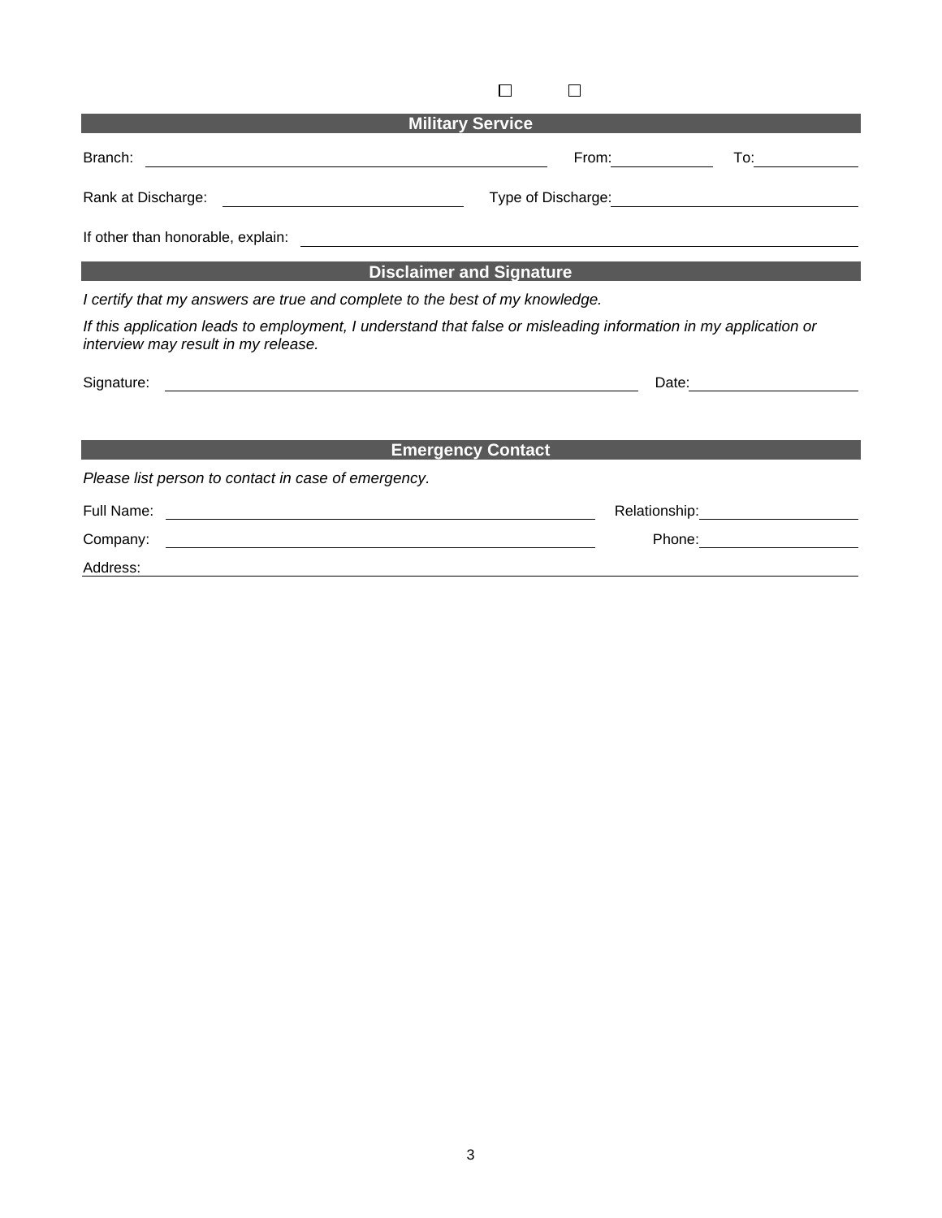☐ ☐

## Military Service

Branch: ____________________ From: __________ To: __________

Rank at Discharge: ____________________ Type of Discharge: ____________________

If other than honorable, explain: ____________________

## Disclaimer and Signature

*I certify that my answers are true and complete to the best of my knowledge.*

*If this application leads to employment, I understand that false or misleading information in my application or interview may result in my release.*

Signature: ____________________ Date: __________

## Emergency Contact

*Please list person to contact in case of emergency.*

Full Name: ____________________ Relationship: __________

Company: ____________________ Phone: __________

Address: ____________________